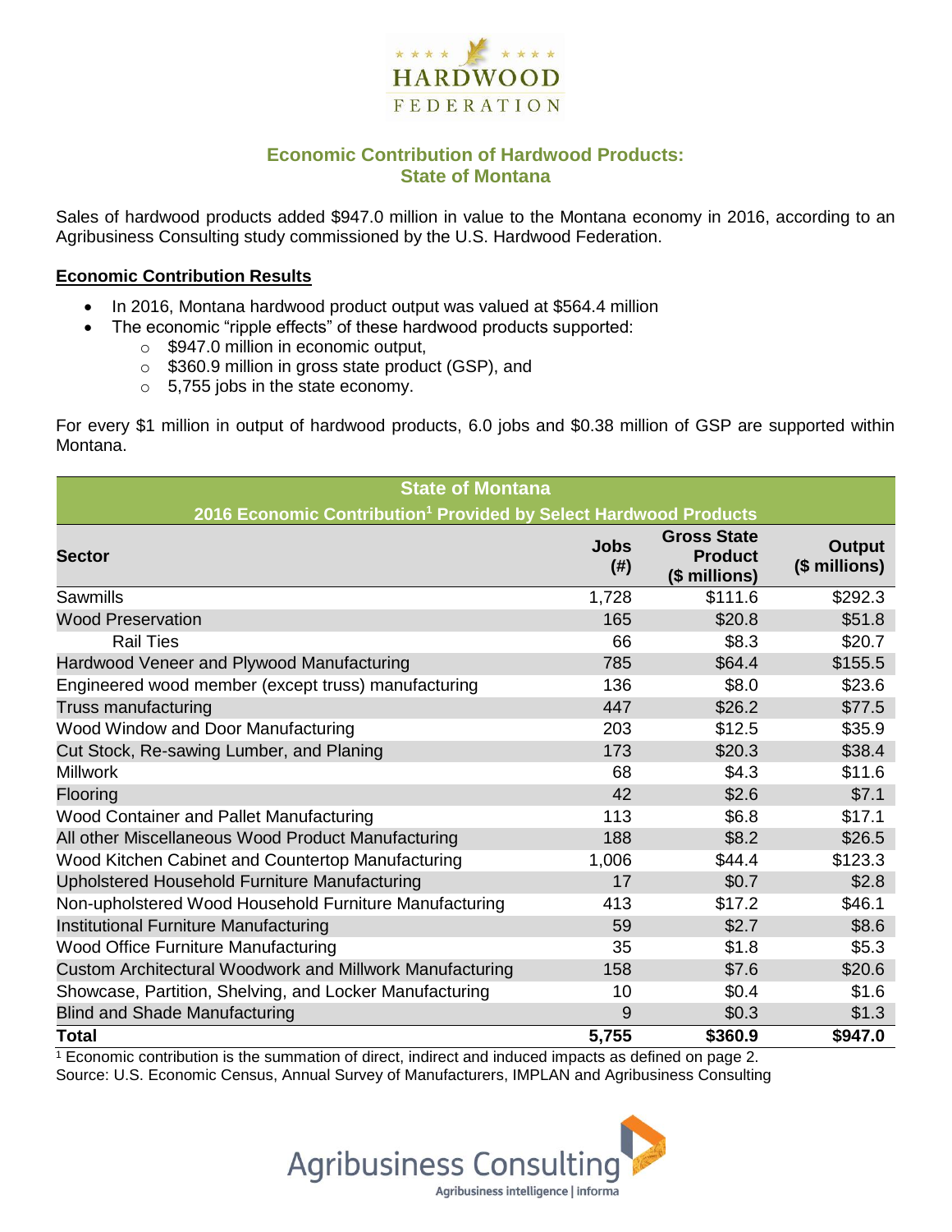HARDWOOD FEDERATION

# Economic Contribution of Hardwood Products: State of Montana

Sales of hardwood products added $947.0 million in value to the Montana economy in 2016, according to an Agribusiness Consulting study commissioned by the U.S. Hardwood Federation.

## Economic Contribution Results

- In 2016, Montana hardwood product output was valued at $564.4 million
- The economic "ripple effects" of these hardwood products supported:
  - $947.0 million in economic output,
  - $360.9 million in gross state product (GSP), and
  - 5,755 jobs in the state economy.

For every $1 million in output of hardwood products, 6.0 jobs and $0.38 million of GSP are supported within Montana.

**State of Montana**
**2016 Economic Contribution[1] Provided by Select Hardwood Products**

| Sector | Jobs (#) | Gross State Product ($ millions) | Output ($ millions) |
|---|---|---|---|
| Sawmills | 1,728 | $111.6 | $292.3 |
| Wood Preservation | 165 | $20.8 | $51.8 |
| Rail Ties | 66 | $8.3 | $20.7 |
| Hardwood Veneer and Plywood Manufacturing | 785 | $64.4 | $155.5 |
| Engineered wood member (except truss) manufacturing | 136 | $8.0 | $23.6 |
| Truss manufacturing | 447 | $26.2 | $77.5 |
| Wood Window and Door Manufacturing | 203 | $12.5 | $35.9 |
| Cut Stock, Re-sawing Lumber, and Planing | 173 | $20.3 | $38.4 |
| Millwork | 68 | $4.3 | $11.6 |
| Flooring | 42 | $2.6 | $7.1 |
| Wood Container and Pallet Manufacturing | 113 | $6.8 | $17.1 |
| All other Miscellaneous Wood Product Manufacturing | 188 | $8.2 | $26.5 |
| Wood Kitchen Cabinet and Countertop Manufacturing | 1,006 | $44.4 | $123.3 |
| Upholstered Household Furniture Manufacturing | 17 | $0.7 | $2.8 |
| Non-upholstered Wood Household Furniture Manufacturing | 413 | $17.2 | $46.1 |
| Institutional Furniture Manufacturing | 59 | $2.7 | $8.6 |
| Wood Office Furniture Manufacturing | 35 | $1.8 | $5.3 |
| Custom Architectural Woodwork and Millwork Manufacturing | 158 | $7.6 | $20.6 |
| Showcase, Partition, Shelving, and Locker Manufacturing | 10 | $0.4 | $1.6 |
| Blind and Shade Manufacturing | 9 | $0.3 | $1.3 |
| **Total** | **5,755** | **$360.9** | **$947.0** |

[1] Economic contribution is the summation of direct, indirect and induced impacts as defined on page 2.
Source: U.S. Economic Census, Annual Survey of Manufacturers, IMPLAN and Agribusiness Consulting

Agribusiness Consulting
Agribusiness intelligence | informa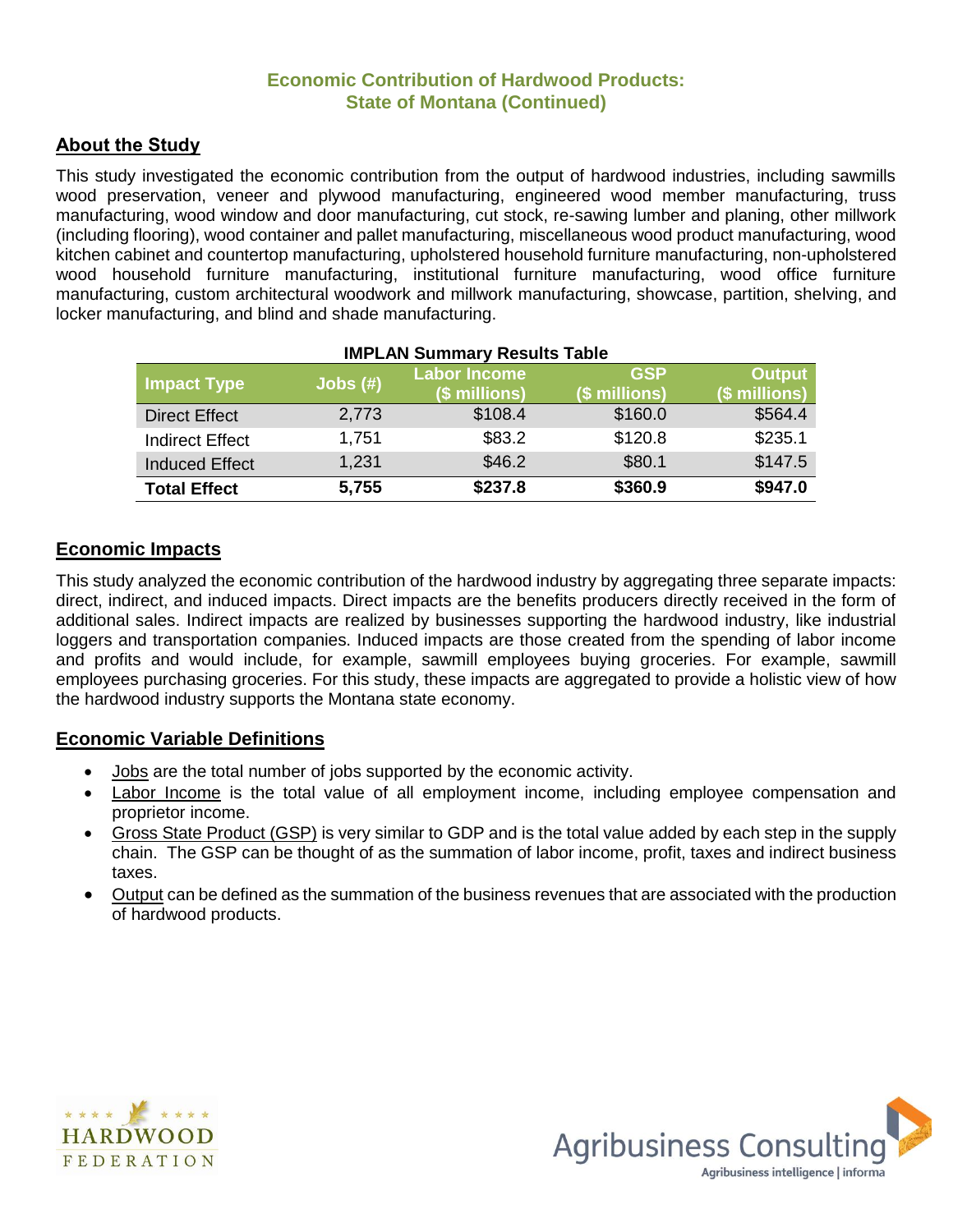# Economic Contribution of Hardwood Products: State of Montana (Continued)

## About the Study

This study investigated the economic contribution from the output of hardwood industries, including sawmills wood preservation, veneer and plywood manufacturing, engineered wood member manufacturing, truss manufacturing, wood window and door manufacturing, cut stock, re-sawing lumber and planing, other millwork (including flooring), wood container and pallet manufacturing, miscellaneous wood product manufacturing, wood kitchen cabinet and countertop manufacturing, upholstered household furniture manufacturing, non-upholstered wood household furniture manufacturing, institutional furniture manufacturing, wood office furniture manufacturing, custom architectural woodwork and millwork manufacturing, showcase, partition, shelving, and locker manufacturing, and blind and shade manufacturing.

**IMPLAN Summary Results Table**

| Impact Type | Jobs (#) | Labor Income ($ millions) | GSP ($ millions) | Output ($ millions) |
|---|---|---|---|---|
| Direct Effect | 2,773 | $108.4 | $160.0 | $564.4 |
| Indirect Effect | 1,751 | $83.2 | $120.8 | $235.1 |
| Induced Effect | 1,231 | $46.2 | $80.1 | $147.5 |
| **Total Effect** | **5,755** | **$237.8** | **$360.9** | **$947.0** |

## Economic Impacts

This study analyzed the economic contribution of the hardwood industry by aggregating three separate impacts: direct, indirect, and induced impacts. Direct impacts are the benefits producers directly received in the form of additional sales. Indirect impacts are realized by businesses supporting the hardwood industry, like industrial loggers and transportation companies. Induced impacts are those created from the spending of labor income and profits and would include, for example, sawmill employees buying groceries. For example, sawmill employees purchasing groceries. For this study, these impacts are aggregated to provide a holistic view of how the hardwood industry supports the Montana state economy.

## Economic Variable Definitions

- Jobs are the total number of jobs supported by the economic activity.
- Labor Income is the total value of all employment income, including employee compensation and proprietor income.
- Gross State Product (GSP) is very similar to GDP and is the total value added by each step in the supply chain. The GSP can be thought of as the summation of labor income, profit, taxes and indirect business taxes.
- Output can be defined as the summation of the business revenues that are associated with the production of hardwood products.

HARDWOOD FEDERATION

Agribusiness Consulting
Agribusiness intelligence | informa